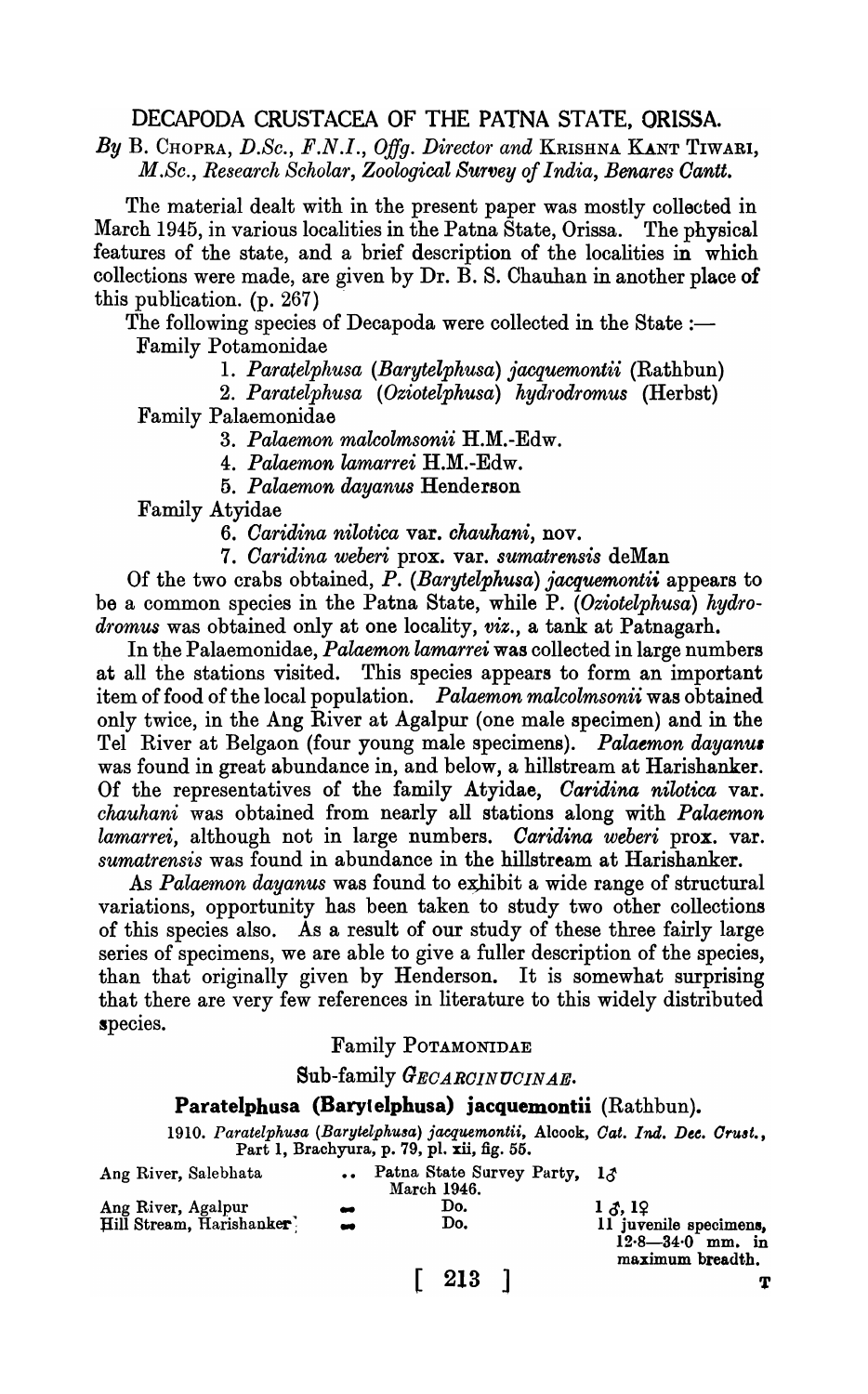# DECAPODA CRUSTACEA OF THE PATNA STATE, ORISSA.

*By* B. CHOPRA, *D.Sc., F.N.I., Offg. Director and* KRISHNA KANT TIWARI, *M.Sc., Research Scholar, Zoological Survey of India, Benares Cantt.*

The material dealt with in the present paper was mostly collected in March 1945, in various localities in the Patna State, Orissa. The physical features of the state, and a brief description of the localities in which collections were made, are given by Dr. B. S. Chauhan in another place of this publication. (p. 267)

The following species of Decapoda were collected in the State :—

Family Potamonidae

1. *Paratelphusa (Barytelphusa) jacquemontii* (Rathbun)
2. *Paratelphusa (Oziotelphusa) hydrodromus* (Herbst)

Family Palaemonidae

3. *Palaemon malcolmsonii* H.M.-Edw.
4. *Palaemon lamarrei* H.M.-Edw.
5. *Palaemon dayanus* Henderson

Family Atyidae

6. *Caridina nilotica* var. *chauhani*, nov.
7. *Caridina weberi* prox. var. *sumatrensis* deMan

Of the two crabs obtained, *P. (Barytelphusa) jacquemontii* appears to be a common species in the Patna State, while P. *(Oziotelphusa) hydrodromus* was obtained only at one locality, *viz.*, a tank at Patnagarh.

In the Palaemonidae, *Palaemon lamarrei* was collected in large numbers at all the stations visited. This species appears to form an important item of food of the local population. *Palaemon malcolmsonii* was obtained only twice, in the Ang River at Agalpur (one male specimen) and in the Tel River at Belgaon (four young male specimens). *Palaemon dayanus* was found in great abundance in, and below, a hillstream at Harishanker. Of the representatives of the family Atyidae, *Caridina nilotica* var. *chauhani* was obtained from nearly all stations along with *Palaemon lamarrei*, although not in large numbers. *Caridina weberi* prox. var. *sumatrensis* was found in abundance in the hillstream at Harishanker.

As *Palaemon dayanus* was found to exhibit a wide range of structural variations, opportunity has been taken to study two other collections of this species also. As a result of our study of these three fairly large series of specimens, we are able to give a fuller description of the species, than that originally given by Henderson. It is somewhat surprising that there are very few references in literature to this widely distributed species.

## Family POTAMONIDAE

### Sub-family *GECARCINUCINAE*.

### Paratelphusa (Barytelphusa) jacquemontii (Rathbun).

1910. *Paratelphusa (Barytelphusa) jacquemontii*, Alcock, *Cat. Ind. Dec. Crust.*, Part 1, Brachyura, p. 79, pl. xii, fig. 55.

| | | |
|---|---|---|
| Ang River, Salebhata | .. Patna State Survey Party, March 1946. | 1♂ |
| Ang River, Agalpur | Do. | 1♂, 1♀ |
| Hill Stream, Harishanker | Do. | 11 juvenile specimens, 12·8—34·0 mm. in maximum breadth. |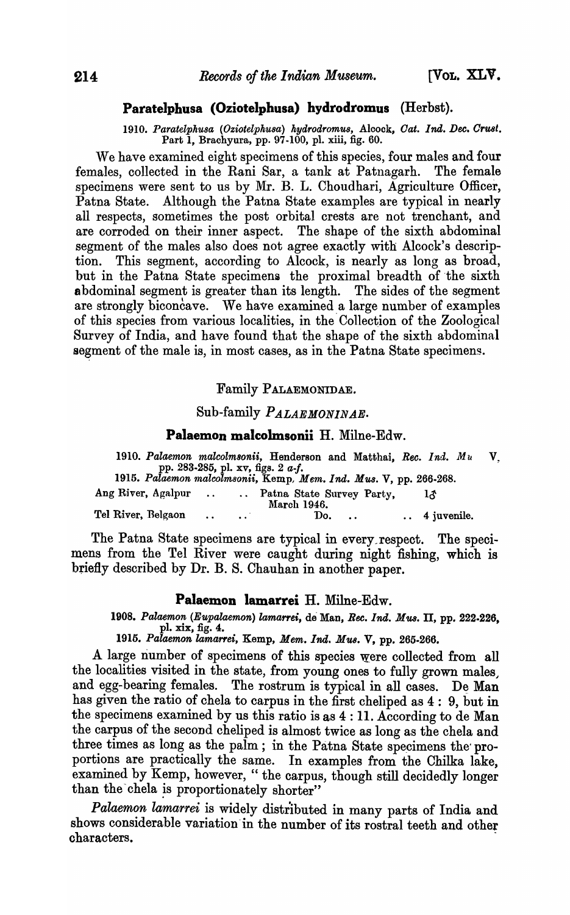### Paratelphusa (Oziotelphusa) hydrodromus (Herbst).

1910. *Paratelphusa (Oziotelphusa) hydrodromus*, Alcock, *Cat. Ind. Dec. Crust.* Part 1, Brachyura, pp. 97-100, pl. xiii, fig. 60.

We have examined eight specimens of this species, four males and four females, collected in the Rani Sar, a tank at Patnagarh. The female specimens were sent to us by Mr. B. L. Choudhari, Agriculture Officer, Patna State. Although the Patna State examples are typical in nearly all respects, sometimes the post orbital crests are not trenchant, and are corroded on their inner aspect. The shape of the sixth abdominal segment of the males also does not agree exactly with Alcock's description. This segment, according to Alcock, is nearly as long as broad, but in the Patna State specimens the proximal breadth of the sixth abdominal segment is greater than its length. The sides of the segment are strongly biconcave. We have examined a large number of examples of this species from various localities, in the Collection of the Zoological Survey of India, and have found that the shape of the sixth abdominal segment of the male is, in most cases, as in the Patna State specimens.

## Family PALAEMONIDAE.

### Sub-family *PALAEMONINAE*.

### Palaemon malcolmsonii H. Milne-Edw.

1910. *Palaemon malcolmsonii*, Henderson and Matthai, *Rec. Ind. Mu* V, pp. 283-285, pl. xv, figs. 2 *a-f*.
1915. *Palaemon malcolmsonii*, Kemp, *Mem. Ind. Mus.* V, pp. 266-268.

| | | |
|---|---|---|
| Ang River, Agalpur .. | .. Patna State Survey Party, March 1946. | 1♂ |
| Tel River, Belgaon .. | .. Do. .. | .. 4 juvenile. |

The Patna State specimens are typical in every respect. The specimens from the Tel River were caught during night fishing, which is briefly described by Dr. B. S. Chauhan in another paper.

### Palaemon lamarrei H. Milne-Edw.

1908. *Palaemon (Eupalaemon) lamarrei*, de Man, *Rec. Ind. Mus.* II, pp. 222-226, pl. xix, fig. 4.
1915. *Palaemon lamarrei*, Kemp, *Mem. Ind. Mus.* V, pp. 265-266.

A large number of specimens of this species were collected from all the localities visited in the state, from young ones to fully grown males, and egg-bearing females. The rostrum is typical in all cases. De Man has given the ratio of chela to carpus in the first cheliped as 4 : 9, but in the specimens examined by us this ratio is as 4 : 11. According to de Man the carpus of the second cheliped is almost twice as long as the chela and three times as long as the palm; in the Patna State specimens the proportions are practically the same. In examples from the Chilka lake, examined by Kemp, however, " the carpus, though still decidedly longer than the chela is proportionately shorter"

*Palaemon lamarrei* is widely distributed in many parts of India and shows considerable variation in the number of its rostral teeth and other characters.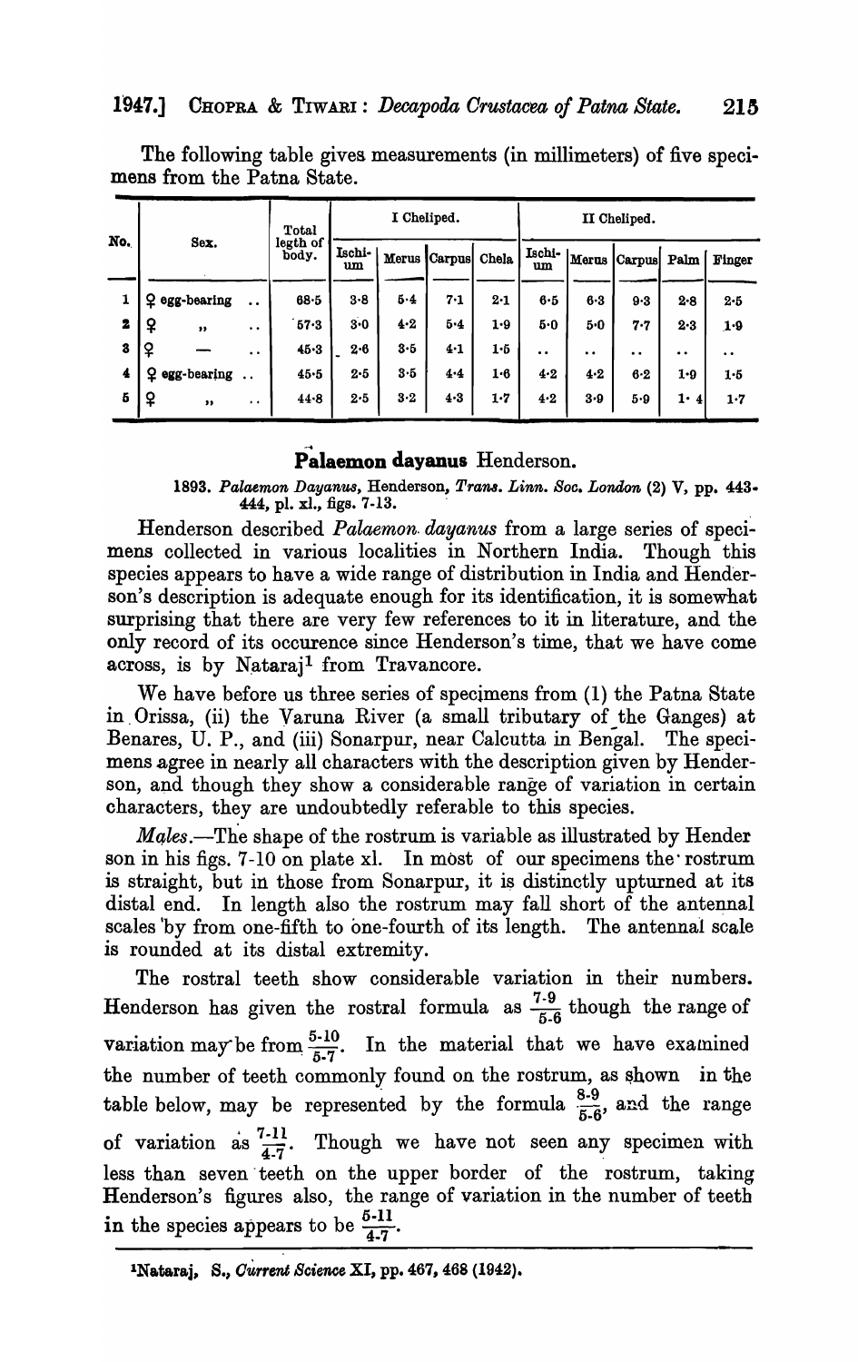The following table gives measurements (in millimeters) of five specimens from the Patna State.

| No. | Sex. | Total legth of body. | I Cheliped. | | | | II Cheliped. | | | | |
|---|---|---|---|---|---|---|---|---|---|---|---|
| | | | Ischium | Merus | Carpus | Chela | Ischium | Merus | Carpus | Palm | Finger |
| 1 | ♀ egg-bearing .. | 68·5 | 3·8 | 5·4 | 7·1 | 2·1 | 6·5 | 6·3 | 9·3 | 2·8 | 2·5 |
| 2 | ♀ ,, .. | 57·3 | 3·0 | 4·2 | 5·4 | 1·9 | 5·0 | 5·0 | 7·7 | 2·3 | 1·9 |
| 3 | ♀ — .. | 45·3 | 2·6 | 3·5 | 4·1 | 1·5 | .. | .. | .. | .. | .. |
| 4 | ♀ egg-bearing .. | 45·5 | 2·5 | 3·5 | 4·4 | 1·6 | 4·2 | 4·2 | 6·2 | 1·9 | 1·5 |
| 5 | ♀ ,, .. | 44·8 | 2·5 | 3·2 | 4·3 | 1·7 | 4·2 | 3·9 | 5·9 | 1·4 | 1·7 |

## Palaemon dayanus Henderson.

1893. *Palaemon Dayanus*, Henderson, *Trans. Linn. Soc. London* (2) V, pp. 443-444, pl. xl., figs. 7-13.

Henderson described *Palaemon dayanus* from a large series of specimens collected in various localities in Northern India. Though this species appears to have a wide range of distribution in India and Henderson's description is adequate enough for its identification, it is somewhat surprising that there are very few references to it in literature, and the only record of its occurence since Henderson's time, that we have come across, is by Nataraj[1] from Travancore.

We have before us three series of specimens from (1) the Patna State in Orissa, (ii) the Varuna River (a small tributary of the Ganges) at Benares, U. P., and (iii) Sonarpur, near Calcutta in Bengal. The specimens agree in nearly all characters with the description given by Henderson, and though they show a considerable range of variation in certain characters, they are undoubtedly referable to this species.

*Males*.—The shape of the rostrum is variable as illustrated by Hender son in his figs. 7-10 on plate xl. In most of our specimens the rostrum is straight, but in those from Sonarpur, it is distinctly upturned at its distal end. In length also the rostrum may fall short of the antennal scales by from one-fifth to one-fourth of its length. The antennal scale is rounded at its distal extremity.

The rostral teeth show considerable variation in their numbers. Henderson has given the rostral formula as $\frac{7\text{-}9}{5\text{-}6}$ though the range of variation may be from $\frac{5\text{-}10}{5\text{-}7}$. In the material that we have examined the number of teeth commonly found on the rostrum, as shown in the table below, may be represented by the formula $\frac{8\text{-}9}{5\text{-}6}$, and the range of variation as $\frac{7\text{-}11}{4\text{-}7}$. Though we have not seen any specimen with less than seven teeth on the upper border of the rostrum, taking Henderson's figures also, the range of variation in the number of teeth in the species appears to be $\frac{5\text{-}11}{4\text{-}7}$.

[1] Nataraj, S., *Current Science* XI, pp. 467, 468 (1942).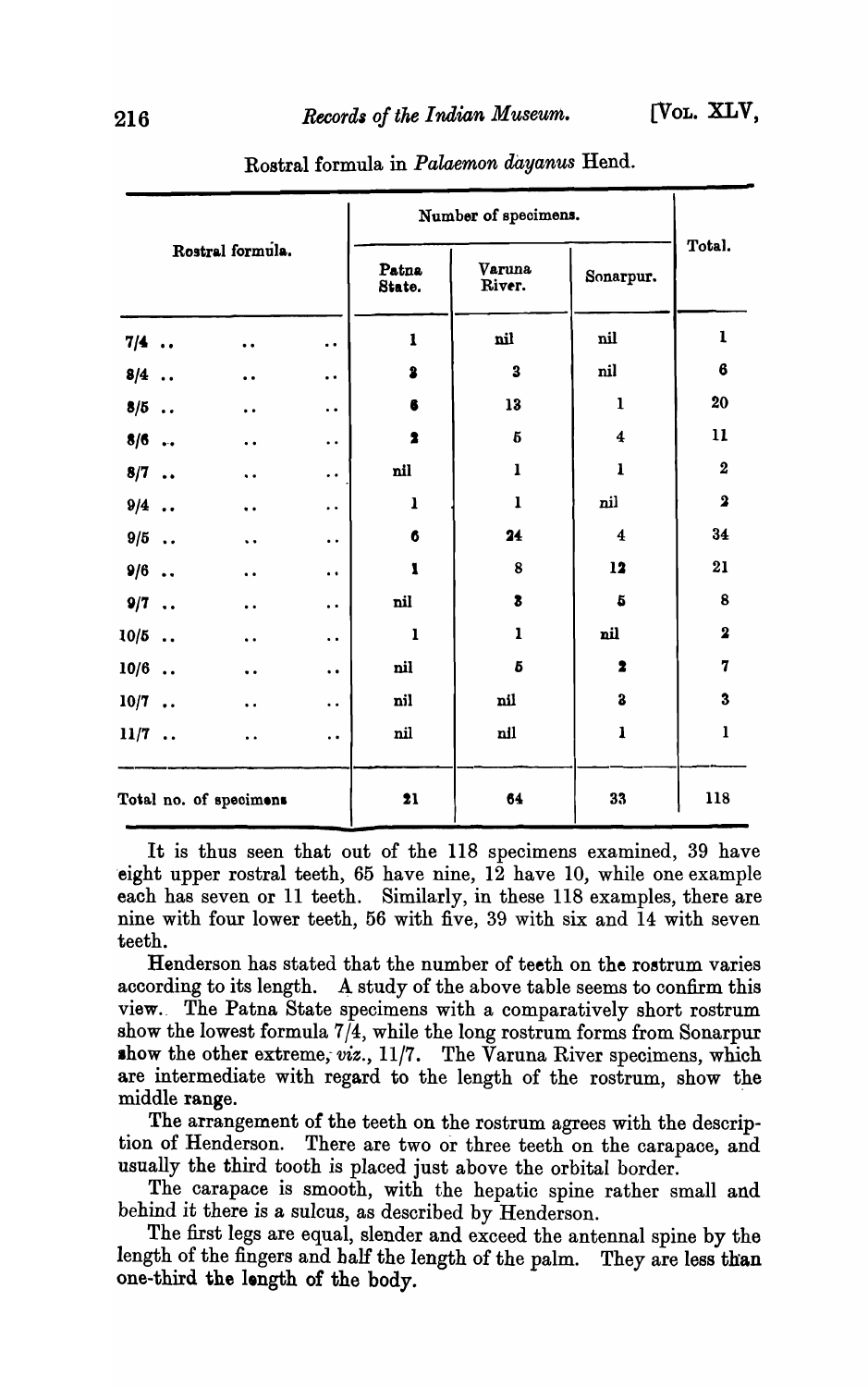Rostral formula in *Palaemon dayanus* Hend.

| Rostral formula. | Number of specimens. | | | Total. |
|---|---|---|---|---|
| | Patna State. | Varuna River. | Sonarpur. | |
| 7/4 .. .. .. | 1 | nil | nil | 1 |
| 8/4 .. .. .. | 3 | 3 | nil | 6 |
| 8/5 .. .. .. | 6 | 13 | 1 | 20 |
| 8/6 .. .. .. | 2 | 5 | 4 | 11 |
| 8/7 .. .. .. | nil | 1 | 1 | 2 |
| 9/4 .. .. .. | 1 | 1 | nil | 2 |
| 9/5 .. .. .. | 6 | 24 | 4 | 34 |
| 9/6 .. .. .. | 1 | 8 | 12 | 21 |
| 9/7 .. .. .. | nil | 3 | 5 | 8 |
| 10/5 .. .. .. | 1 | 1 | nil | 2 |
| 10/6 .. .. .. | nil | 5 | 2 | 7 |
| 10/7 .. .. .. | nil | nil | 3 | 3 |
| 11/7 .. .. .. | nil | nil | 1 | 1 |
| Total no. of specimens | 21 | 64 | 33 | 118 |

It is thus seen that out of the 118 specimens examined, 39 have eight upper rostral teeth, 65 have nine, 12 have 10, while one example each has seven or 11 teeth. Similarly, in these 118 examples, there are nine with four lower teeth, 56 with five, 39 with six and 14 with seven teeth.

Henderson has stated that the number of teeth on the rostrum varies according to its length. A study of the above table seems to confirm this view. The Patna State specimens with a comparatively short rostrum show the lowest formula 7/4, while the long rostrum forms from Sonarpur show the other extreme, *viz.*, 11/7. The Varuna River specimens, which are intermediate with regard to the length of the rostrum, show the middle range.

The arrangement of the teeth on the rostrum agrees with the description of Henderson. There are two or three teeth on the carapace, and usually the third tooth is placed just above the orbital border.

The carapace is smooth, with the hepatic spine rather small and behind it there is a sulcus, as described by Henderson.

The first legs are equal, slender and exceed the antennal spine by the length of the fingers and half the length of the palm. They are less than one-third the length of the body.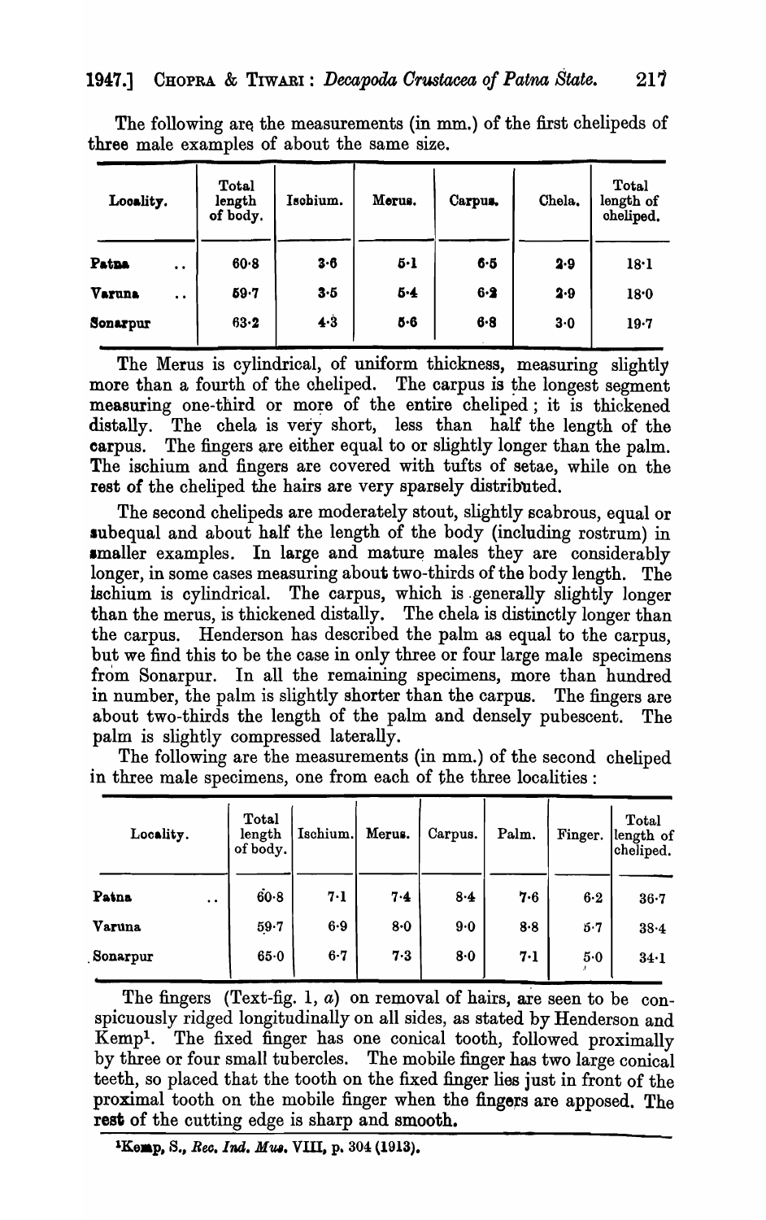The following are the measurements (in mm.) of the first chelipeds of three male examples of about the same size.

| Locality. | Total length of body. | Ischium. | Merus. | Carpus. | Chela. | Total length of cheliped. |
|---|---|---|---|---|---|---|
| **Patna** .. | 60·8 | 3·6 | 5·1 | 6·5 | 2·9 | 18·1 |
| **Varuna** .. | 59·7 | 3·5 | 5·4 | 6·2 | 2·9 | 18·0 |
| **Sonarpur** | 63·2 | 4·3 | 5·6 | 6·8 | 3·0 | 19·7 |

The Merus is cylindrical, of uniform thickness, measuring slightly more than a fourth of the cheliped. The carpus is the longest segment measuring one-third or more of the entire cheliped; it is thickened distally. The chela is very short, less than half the length of the carpus. The fingers are either equal to or slightly longer than the palm. The ischium and fingers are covered with tufts of setae, while on the rest of the cheliped the hairs are very sparsely distributed.

The second chelipeds are moderately stout, slightly scabrous, equal or subequal and about half the length of the body (including rostrum) in smaller examples. In large and mature males they are considerably longer, in some cases measuring about two-thirds of the body length. The ischium is cylindrical. The carpus, which is generally slightly longer than the merus, is thickened distally. The chela is distinctly longer than the carpus. Henderson has described the palm as equal to the carpus, but we find this to be the case in only three or four large male specimens from Sonarpur. In all the remaining specimens, more than hundred in number, the palm is slightly shorter than the carpus. The fingers are about two-thirds the length of the palm and densely pubescent. The palm is slightly compressed laterally.

The following are the measurements (in mm.) of the second cheliped in three male specimens, one from each of the three localities:

| Locality. | Total length of body. | Ischium. | Merus. | Carpus. | Palm. | Finger. | Total length of cheliped. |
|---|---|---|---|---|---|---|---|
| **Patna** .. | 60·8 | 7·1 | 7·4 | 8·4 | 7·6 | 6·2 | 36·7 |
| **Varuna** | 59·7 | 6·9 | 8·0 | 9·0 | 8·8 | 5·7 | 38·4 |
| **Sonarpur** | 65·0 | 6·7 | 7·3 | 8·0 | 7·1 | 5·0 | 34·1 |

The fingers (Text-fig. 1, *a*) on removal of hairs, are seen to be conspicuously ridged longitudinally on all sides, as stated by Henderson and Kemp[1]. The fixed finger has one conical tooth, followed proximally by three or four small tubercles. The mobile finger has two large conical teeth, so placed that the tooth on the fixed finger lies just in front of the proximal tooth on the mobile finger when the fingers are apposed. The rest of the cutting edge is sharp and smooth.

[1] Kemp, S., *Rec. Ind. Mus.* VIII, p. 304 (1913).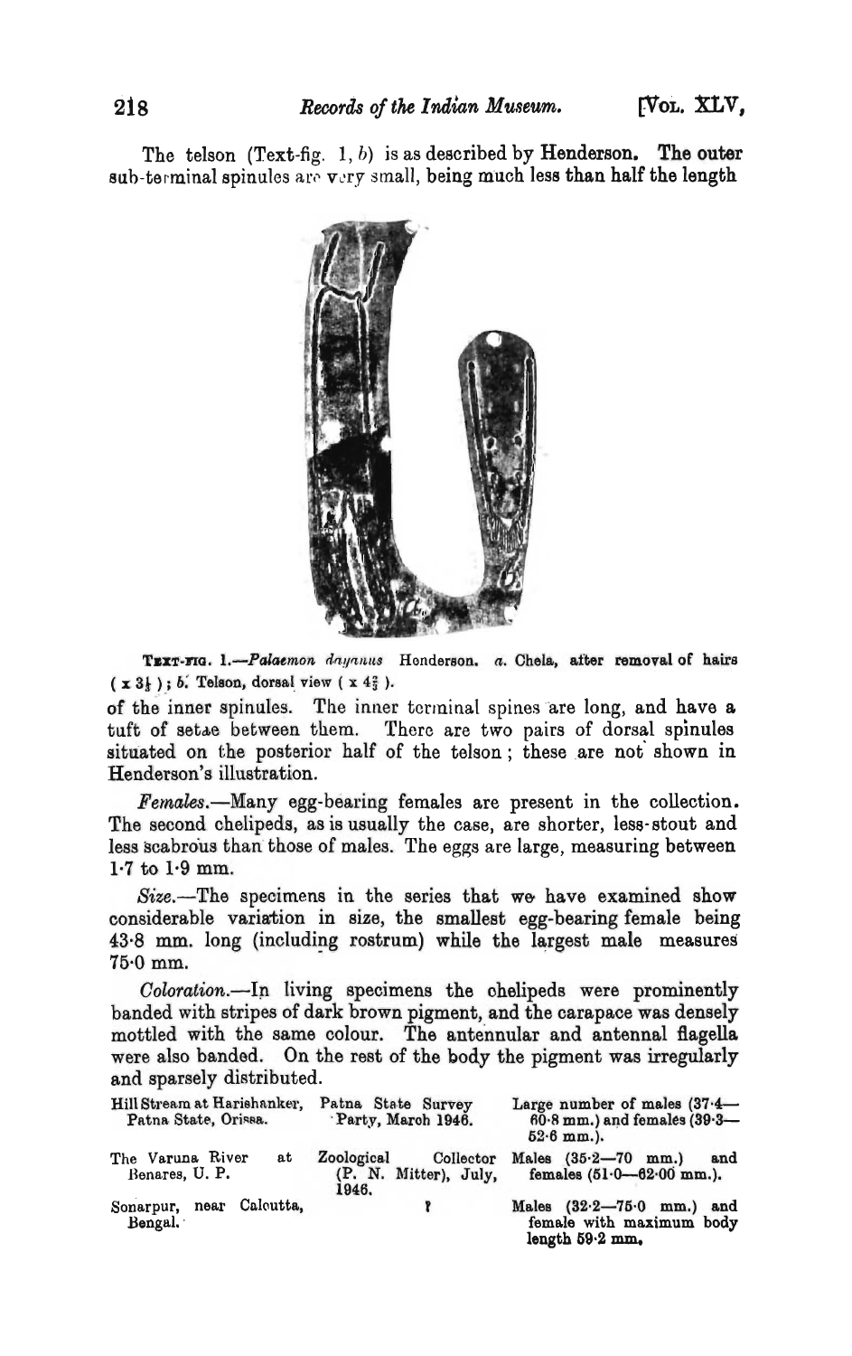The telson (Text-fig. 1, *b*) is as described by Henderson. The outer sub-terminal spinules are very small, being much less than half the length

TEXT-FIG. 1.—*Palaemon dayanus* Henderson. *a*. Chela, after removal of hairs ( x 3½ ); *b*. Telson, dorsal view ( x 4⅔ ).

of the inner spinules. The inner terminal spines are long, and have a tuft of setae between them. There are two pairs of dorsal spinules situated on the posterior half of the telson; these are not shown in Henderson's illustration.

*Females*.—Many egg-bearing females are present in the collection. The second chelipeds, as is usually the case, are shorter, less-stout and less scabrous than those of males. The eggs are large, measuring between 1·7 to 1·9 mm.

*Size*.—The specimens in the series that we have examined show considerable variation in size, the smallest egg-bearing female being 43·8 mm. long (including rostrum) while the largest male measures 75·0 mm.

*Coloration*.—In living specimens the chelipeds were prominently banded with stripes of dark brown pigment, and the carapace was densely mottled with the same colour. The antennular and antennal flagella were also banded. On the rest of the body the pigment was irregularly and sparsely distributed.

| | | |
|---|---|---|
| Hill Stream at Harishanker, Patna State, Orissa. | Patna State Survey Party, March 1946. | Large number of males (37·4—60·8 mm.) and females (39·3—52·6 mm.). |
| The Varuna River at Benares, U. P. | Zoological Collector (P. N. Mitter), July, 1946. | Males (35·2—70 mm.) and females (51·0—62·00 mm.). |
| Sonarpur, near Calcutta, Bengal. | ? | Males (32·2—75·0 mm.) and female with maximum body length 59·2 mm. |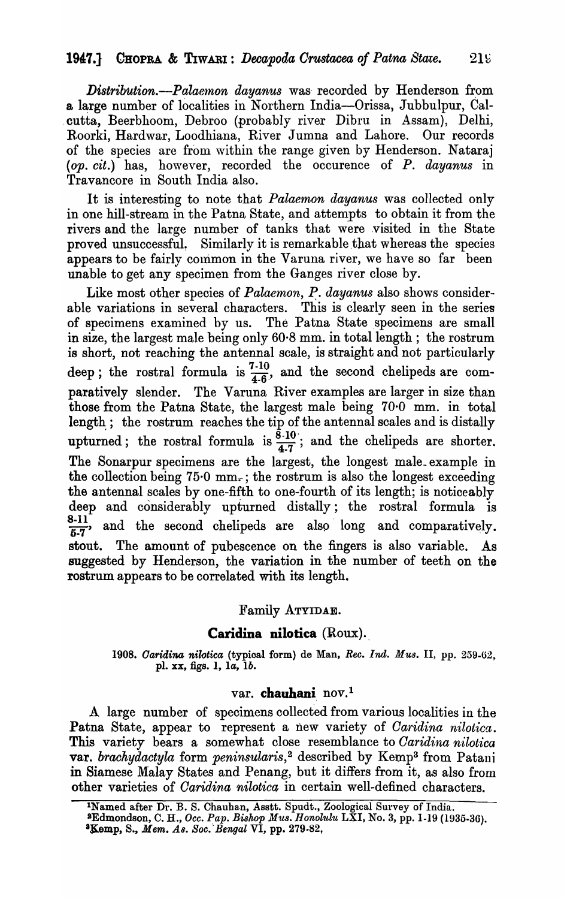*Distribution.*—*Palaemon dayanus* was recorded by Henderson from a large number of localities in Northern India—Orissa, Jubbulpur, Calcutta, Beerbhoom, Debroo (probably river Dibru in Assam), Delhi, Roorki, Hardwar, Loodhiana, River Jumna and Lahore. Our records of the species are from within the range given by Henderson. Nataraj (*op. cit.*) has, however, recorded the occurence of *P. dayanus* in Travancore in South India also.

It is interesting to note that *Palaemon dayanus* was collected only in one hill-stream in the Patna State, and attempts to obtain it from the rivers and the large number of tanks that were visited in the State proved unsuccessful. Similarly it is remarkable that whereas the species appears to be fairly common in the Varuna river, we have so far been unable to get any specimen from the Ganges river close by.

Like most other species of *Palaemon*, *P. dayanus* also shows considerable variations in several characters. This is clearly seen in the series of specimens examined by us. The Patna State specimens are small in size, the largest male being only 60·8 mm. in total length; the rostrum is short, not reaching the antennal scale, is straight and not particularly deep; the rostral formula is $\frac{7\text{-}10}{4\text{-}6}$, and the second chelipeds are comparatively slender. The Varuna River examples are larger in size than those from the Patna State, the largest male being 70·0 mm. in total length; the rostrum reaches the tip of the antennal scales and is distally upturned; the rostral formula is $\frac{8\text{-}10}{4\text{-}7}$; and the chelipeds are shorter. The Sonarpur specimens are the largest, the longest male example in the collection being 75·0 mm.; the rostrum is also the longest exceeding the antennal scales by one-fifth to one-fourth of its length; is noticeably deep and considerably upturned distally; the rostral formula is $\frac{8\text{-}11}{5\text{-}7}$, and the second chelipeds are also long and comparatively stout. The amount of pubescence on the fingers is also variable. As suggested by Henderson, the variation in the number of teeth on the rostrum appears to be correlated with its length.

## Family ATYIDAE.

### Caridina nilotica (Roux).

1908. *Caridina nilotica* (typical form) de Man, *Rec. Ind. Mus.* II, pp. 259-62, pl. xx, figs. 1, 1*a*, 1*b*.

### var. chauhani nov.[1]

A large number of specimens collected from various localities in the Patna State, appear to represent a new variety of *Caridina nilotica*. This variety bears a somewhat close resemblance to *Caridina nilotica* var. *brachydactyla* form *peninsularis*,[2] described by Kemp[3] from Patani in Siamese Malay States and Penang, but it differs from it, as also from other varieties of *Caridina nilotica* in certain well-defined characters.

[1]Named after Dr. B. S. Chauhan, Asstt. Spudt., Zoological Survey of India.
[2]Edmondson, C. H., *Occ. Pap. Bishop Mus. Honolulu* LXI, No. 3, pp. 1-19 (1935-36).
[3]Kemp, S., *Mem. As. Soc. Bengal* VI, pp. 279-82,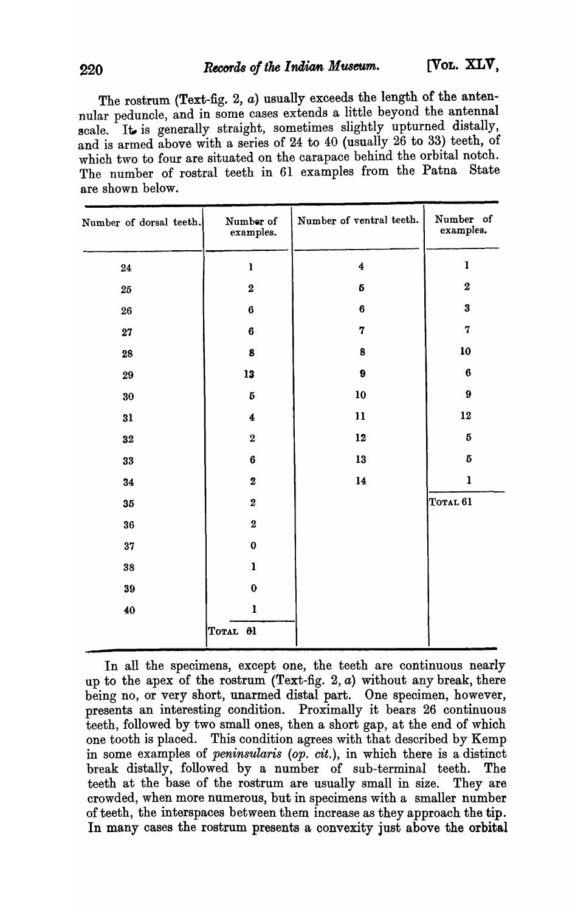The rostrum (Text-fig. 2, *a*) usually exceeds the length of the antennular peduncle, and in some cases extends a little beyond the antennal scale. It is generally straight, sometimes slightly upturned distally, and is armed above with a series of 24 to 40 (usually 26 to 33) teeth, of which two to four are situated on the carapace behind the orbital notch. The number of rostral teeth in 61 examples from the Patna State are shown below.

| Number of dorsal teeth. | Number of examples. | Number of ventral teeth. | Number of examples. |
|---|---|---|---|
| 24 | 1 | 4 | 1 |
| 25 | 2 | 5 | 2 |
| 26 | 6 | 6 | 3 |
| 27 | 6 | 7 | 7 |
| 28 | 8 | 8 | 10 |
| 29 | 13 | 9 | 6 |
| 30 | 5 | 10 | 9 |
| 31 | 4 | 11 | 12 |
| 32 | 2 | 12 | 5 |
| 33 | 6 | 13 | 5 |
| 34 | 2 | 14 | 1 |
| 35 | 2 | | TOTAL 61 |
| 36 | 2 | | |
| 37 | 0 | | |
| 38 | 1 | | |
| 39 | 0 | | |
| 40 | 1 | | |
| | TOTAL 61 | | |

In all the specimens, except one, the teeth are continuous nearly up to the apex of the rostrum (Text-fig. 2, *a*) without any break, there being no, or very short, unarmed distal part. One specimen, however, presents an interesting condition. Proximally it bears 26 continuous teeth, followed by two small ones, then a short gap, at the end of which one tooth is placed. This condition agrees with that described by Kemp in some examples of *peninsularis* (*op. cit.*), in which there is a distinct break distally, followed by a number of sub-terminal teeth. The teeth at the base of the rostrum are usually small in size. They are crowded, when more numerous, but in specimens with a smaller number of teeth, the interspaces between them increase as they approach the tip. In many cases the rostrum presents a convexity just above the orbital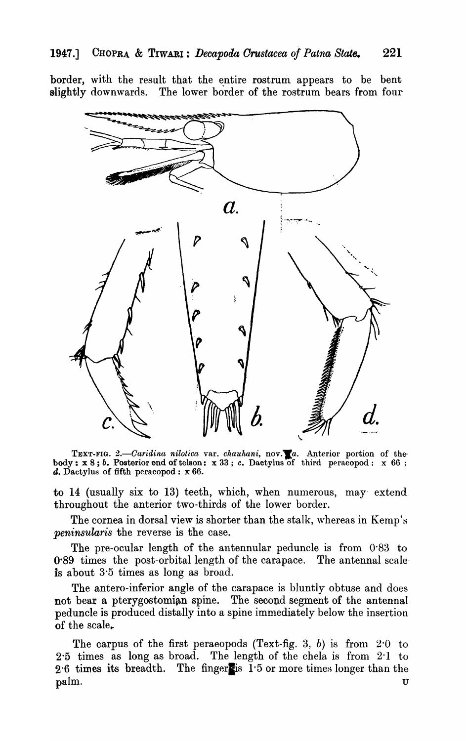border, with the result that the entire rostrum appears to be bent slightly downwards. The lower border of the rostrum bears from four

TEXT-FIG. 2.—*Caridina nilotica* var. *chauhani*, nov. *a*. Anterior portion of the body : x 8 ; *b*. Posterior end of telson : x 33 ; *c*. Dactylus of third peraeopod : x 66 ; *d*. Dactylus of fifth peraeopod : x 66.

to 14 (usually six to 13) teeth, which, when numerous, may extend throughout the anterior two-thirds of the lower border.

The cornea in dorsal view is shorter than the stalk, whereas in Kemp's *peninsularis* the reverse is the case.

The pre-ocular length of the antennular peduncle is from 0·83 to 0·89 times the post-orbital length of the carapace. The antennal scale is about 3·5 times as long as broad.

The antero-inferior angle of the carapace is bluntly obtuse and does not bear a pterygostomian spine. The second segment of the antennal peduncle is produced distally into a spine immediately below the insertion of the scale.

The carpus of the first peraeopods (Text-fig. 3, *b*) is from 2·0 to 2·5 times as long as broad. The length of the chela is from 2·1 to 2·6 times its breadth. The finger is 1·5 or more times longer than the palm.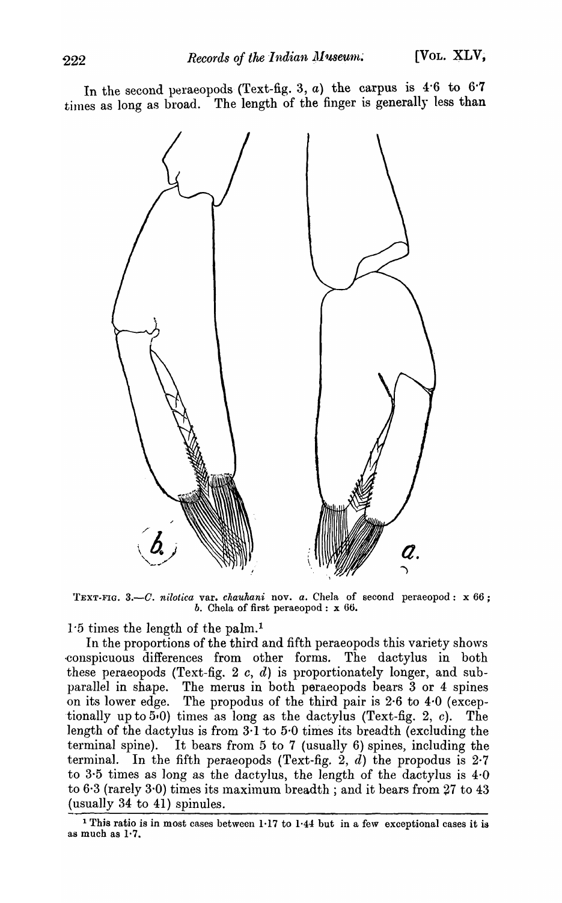In the second peraeopods (Text-fig. 3, *a*) the carpus is 4·6 to 6·7 times as long as broad. The length of the finger is generally less than 1·5 times the length of the palm.[1]

TEXT-FIG. 3.—*C. nilotica* var. *chauhani* nov. *a*. Chela of second peraeopod: x 66; *b*. Chela of first peraeopod: x 66.

In the proportions of the third and fifth peraeopods this variety shows conspicuous differences from other forms. The dactylus in both these peraeopods (Text-fig. 2 *c*, *d*) is proportionately longer, and sub-parallel in shape. The merus in both peraeopods bears 3 or 4 spines on its lower edge. The propodus of the third pair is 2·6 to 4·0 (exceptionally up to 5·0) times as long as the dactylus (Text-fig. 2, *c*). The length of the dactylus is from 3·1 to 5·0 times its breadth (excluding the terminal spine). It bears from 5 to 7 (usually 6) spines, including the terminal. In the fifth peraeopods (Text-fig. 2, *d*) the propodus is 2·7 to 3·5 times as long as the dactylus, the length of the dactylus is 4·0 to 6·3 (rarely 3·0) times its maximum breadth; and it bears from 27 to 43 (usually 34 to 41) spinules.

[1] This ratio is in most cases between 1·17 to 1·44 but in a few exceptional cases it is as much as 1·7.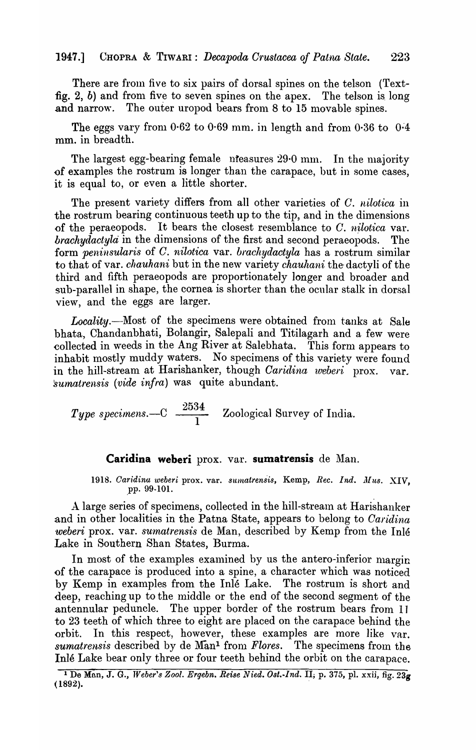There are from five to six pairs of dorsal spines on the telson (Text-fig. 2, *b*) and from five to seven spines on the apex. The telson is long and narrow. The outer uropod bears from 8 to 15 movable spines.

The eggs vary from 0·62 to 0·69 mm. in length and from 0·36 to 0·4 mm. in breadth.

The largest egg-bearing female measures 29·0 mm. In the majority of examples the rostrum is longer than the carapace, but in some cases, it is equal to, or even a little shorter.

The present variety differs from all other varieties of *C. nilotica* in the rostrum bearing continuous teeth up to the tip, and in the dimensions of the peraeopods. It bears the closest resemblance to *C. nilotica* var. *brachydactyla* in the dimensions of the first and second peraeopods. The form *peninsularis* of *C. nilotica* var. *brachydactyla* has a rostrum similar to that of var. *chauhani* but in the new variety *chauhani* the dactyli of the third and fifth peraeopods are proportionately longer and broader and sub-parallel in shape, the cornea is shorter than the ocular stalk in dorsal view, and the eggs are larger.

*Locality.*—Most of the specimens were obtained from tanks at Sale bhata, Chandanbhati, Bolangir, Salepali and Titilagarh and a few were collected in weeds in the Ang River at Salebhata. This form appears to inhabit mostly muddy waters. No specimens of this variety were found in the hill-stream at Harishanker, though *Caridina weberi* prox. var. *sumatrensis* (*vide infra*) was quite abundant.

*Type specimens.*—C $\frac{2534}{1}$ Zoological Survey of India.

## **Caridina weberi** prox. var. **sumatrensis** de Man.

1918. *Caridina weberi* prox. var. *sumatrensis*, Kemp, *Rec. Ind. Mus.* XIV, pp. 99-101.

A large series of specimens, collected in the hill-stream at Harishanker and in other localities in the Patna State, appears to belong to *Caridina weberi* prox. var. *sumatrensis* de Man, described by Kemp from the Inlé Lake in Southern Shan States, Burma.

In most of the examples examined by us the antero-inferior margin of the carapace is produced into a spine, a character which was noticed by Kemp in examples from the Inlé Lake. The rostrum is short and deep, reaching up to the middle or the end of the second segment of the antennular peduncle. The upper border of the rostrum bears from 11 to 23 teeth of which three to eight are placed on the carapace behind the orbit. In this respect, however, these examples are more like var. *sumatrensis* described by de Man[1] from *Flores*. The specimens from the Inlé Lake bear only three or four teeth behind the orbit on the carapace.

[1] De Man, J. G., *Weber's Zool. Ergebn. Reise Nied. Ost.-Ind.* II, p. 375, pl. xxii, fig. 23g (1892).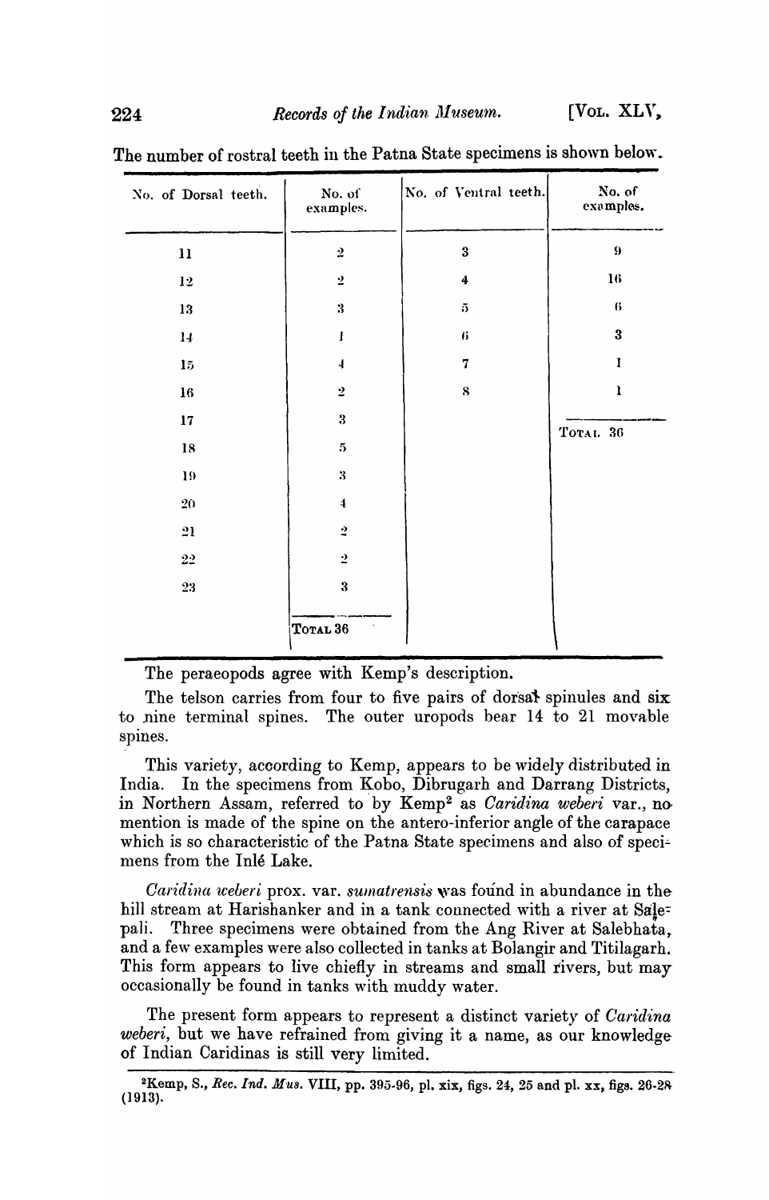The number of rostral teeth in the Patna State specimens is shown below.

| No. of Dorsal teeth. | No. of examples. | No. of Ventral teeth. | No. of examples. |
|---|---|---|---|
| 11 | 2 | 3 | 9 |
| 12 | 2 | 4 | 16 |
| 13 | 3 | 5 | 6 |
| 14 | 1 | 6 | 3 |
| 15 | 4 | 7 | 1 |
| 16 | 2 | 8 | 1 |
| 17 | 3 | | TOTAL 36 |
| 18 | 5 | | |
| 19 | 3 | | |
| 20 | 4 | | |
| 21 | 2 | | |
| 22 | 2 | | |
| 23 | 3 | | |
| | TOTAL 36 | | |

The peraeopods agree with Kemp's description.

The telson carries from four to five pairs of dorsal spinules and six to nine terminal spines. The outer uropods bear 14 to 21 movable spines.

This variety, according to Kemp, appears to be widely distributed in India. In the specimens from Kobo, Dibrugarh and Darrang Districts, in Northern Assam, referred to by Kemp[2] as *Caridina weberi* var., no mention is made of the spine on the antero-inferior angle of the carapace which is so characteristic of the Patna State specimens and also of specimens from the Inlé Lake.

*Caridina weberi* prox. var. *sumatrensis* was found in abundance in the hill stream at Harishanker and in a tank connected with a river at Salepali. Three specimens were obtained from the Ang River at Salebhata, and a few examples were also collected in tanks at Bolangir and Titilagarh. This form appears to live chiefly in streams and small rivers, but may occasionally be found in tanks with muddy water.

The present form appears to represent a distinct variety of *Caridina weberi*, but we have refrained from giving it a name, as our knowledge of Indian Caridinas is still very limited.

[2]Kemp, S., *Rec. Ind. Mus.* VIII, pp. 395-96, pl. xix, figs. 24, 25 and pl. xx, figs. 26-28 (1913).